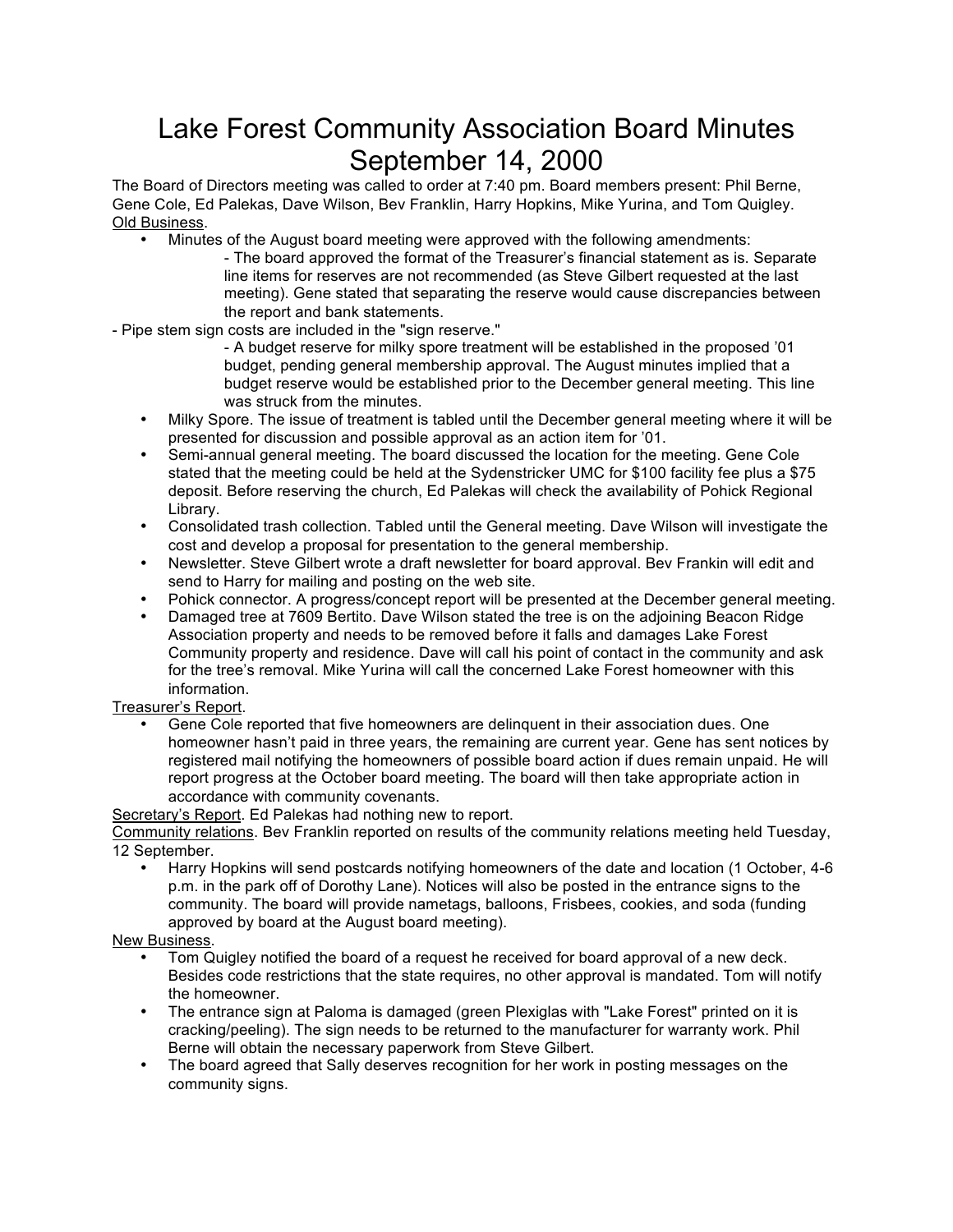# Lake Forest Community Association Board Minutes
# September 14, 2000

The Board of Directors meeting was called to order at 7:40 pm. Board members present: Phil Berne, Gene Cole, Ed Palekas, Dave Wilson, Bev Franklin, Harry Hopkins, Mike Yurina, and Tom Quigley.

Old Business.

- Minutes of the August board meeting were approved with the following amendments:
  - The board approved the format of the Treasurer's financial statement as is. Separate line items for reserves are not recommended (as Steve Gilbert requested at the last meeting). Gene stated that separating the reserve would cause discrepancies between the report and bank statements.
  - Pipe stem sign costs are included in the "sign reserve."
  - A budget reserve for milky spore treatment will be established in the proposed '01 budget, pending general membership approval. The August minutes implied that a budget reserve would be established prior to the December general meeting. This line was struck from the minutes.
- Milky Spore. The issue of treatment is tabled until the December general meeting where it will be presented for discussion and possible approval as an action item for '01.
- Semi-annual general meeting. The board discussed the location for the meeting. Gene Cole stated that the meeting could be held at the Sydenstricker UMC for $100 facility fee plus a $75 deposit. Before reserving the church, Ed Palekas will check the availability of Pohick Regional Library.
- Consolidated trash collection. Tabled until the General meeting. Dave Wilson will investigate the cost and develop a proposal for presentation to the general membership.
- Newsletter. Steve Gilbert wrote a draft newsletter for board approval. Bev Frankin will edit and send to Harry for mailing and posting on the web site.
- Pohick connector. A progress/concept report will be presented at the December general meeting.
- Damaged tree at 7609 Bertito. Dave Wilson stated the tree is on the adjoining Beacon Ridge Association property and needs to be removed before it falls and damages Lake Forest Community property and residence. Dave will call his point of contact in the community and ask for the tree's removal. Mike Yurina will call the concerned Lake Forest homeowner with this information.

Treasurer's Report.

- Gene Cole reported that five homeowners are delinquent in their association dues. One homeowner hasn't paid in three years, the remaining are current year. Gene has sent notices by registered mail notifying the homeowners of possible board action if dues remain unpaid. He will report progress at the October board meeting. The board will then take appropriate action in accordance with community covenants.

Secretary's Report. Ed Palekas had nothing new to report.

Community relations. Bev Franklin reported on results of the community relations meeting held Tuesday, 12 September.

- Harry Hopkins will send postcards notifying homeowners of the date and location (1 October, 4-6 p.m. in the park off of Dorothy Lane). Notices will also be posted in the entrance signs to the community. The board will provide nametags, balloons, Frisbees, cookies, and soda (funding approved by board at the August board meeting).

New Business.

- Tom Quigley notified the board of a request he received for board approval of a new deck. Besides code restrictions that the state requires, no other approval is mandated. Tom will notify the homeowner.
- The entrance sign at Paloma is damaged (green Plexiglas with "Lake Forest" printed on it is cracking/peeling). The sign needs to be returned to the manufacturer for warranty work. Phil Berne will obtain the necessary paperwork from Steve Gilbert.
- The board agreed that Sally deserves recognition for her work in posting messages on the community signs.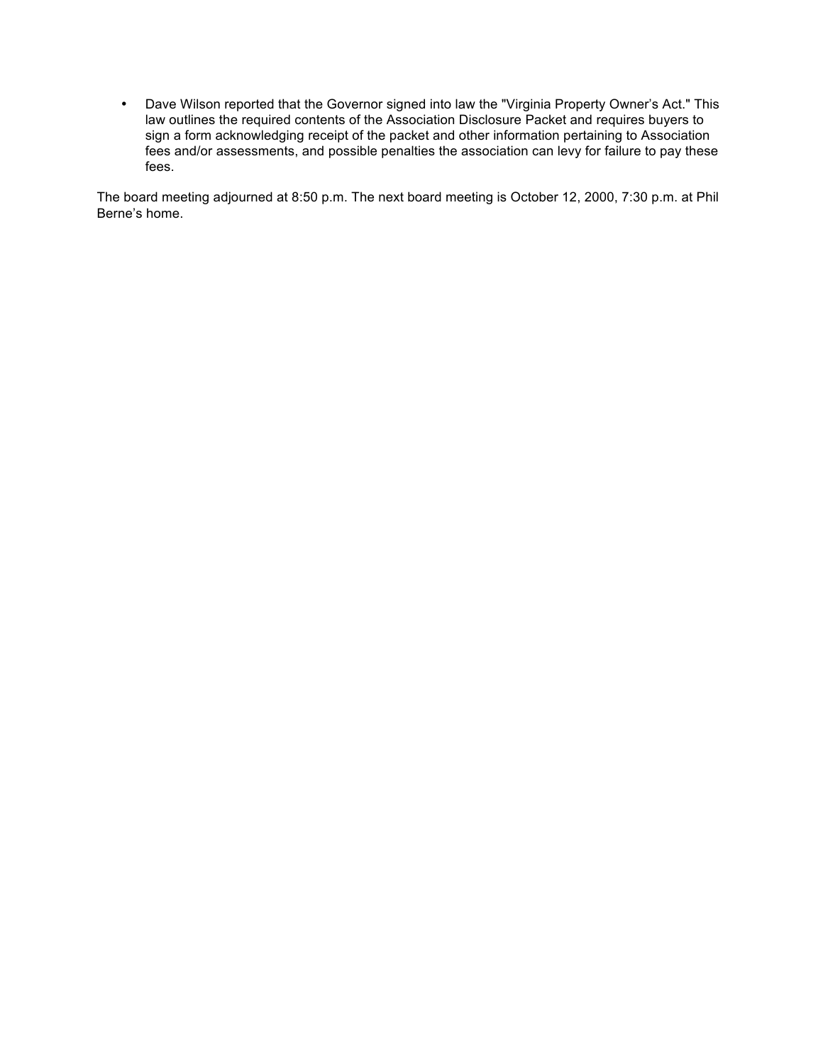- Dave Wilson reported that the Governor signed into law the "Virginia Property Owner's Act." This law outlines the required contents of the Association Disclosure Packet and requires buyers to sign a form acknowledging receipt of the packet and other information pertaining to Association fees and/or assessments, and possible penalties the association can levy for failure to pay these fees.

The board meeting adjourned at 8:50 p.m. The next board meeting is October 12, 2000, 7:30 p.m. at Phil Berne's home.